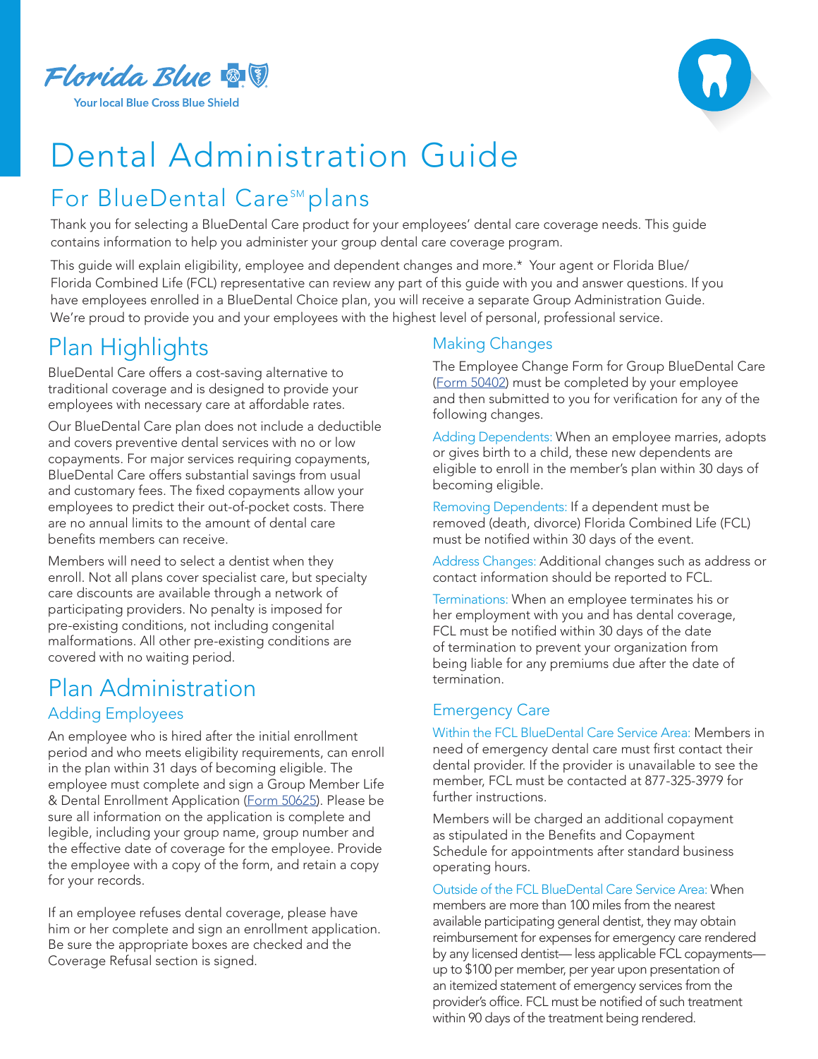Florida Blue

Your local Blue Cross Blue Shield

# Dental Administration Guide

## For BlueDental Care[SM] plans

Thank you for selecting a BlueDental Care product for your employees' dental care coverage needs. This guide contains information to help you administer your group dental care coverage program.

This guide will explain eligibility, employee and dependent changes and more.* Your agent or Florida Blue/ Florida Combined Life (FCL) representative can review any part of this guide with you and answer questions. If you have employees enrolled in a BlueDental Choice plan, you will receive a separate Group Administration Guide. We're proud to provide you and your employees with the highest level of personal, professional service.

## Plan Highlights

BlueDental Care offers a cost-saving alternative to traditional coverage and is designed to provide your employees with necessary care at affordable rates.

Our BlueDental Care plan does not include a deductible and covers preventive dental services with no or low copayments. For major services requiring copayments, BlueDental Care offers substantial savings from usual and customary fees. The fixed copayments allow your employees to predict their out-of-pocket costs. There are no annual limits to the amount of dental care benefits members can receive.

Members will need to select a dentist when they enroll. Not all plans cover specialist care, but specialty care discounts are available through a network of participating providers. No penalty is imposed for pre-existing conditions, not including congenital malformations. All other pre-existing conditions are covered with no waiting period.

## Plan Administration

### Adding Employees

An employee who is hired after the initial enrollment period and who meets eligibility requirements, can enroll in the plan within 31 days of becoming eligible. The employee must complete and sign a Group Member Life & Dental Enrollment Application (Form 50625). Please be sure all information on the application is complete and legible, including your group name, group number and the effective date of coverage for the employee. Provide the employee with a copy of the form, and retain a copy for your records.

If an employee refuses dental coverage, please have him or her complete and sign an enrollment application. Be sure the appropriate boxes are checked and the Coverage Refusal section is signed.

### Making Changes

The Employee Change Form for Group BlueDental Care (Form 50402) must be completed by your employee and then submitted to you for verification for any of the following changes.

Adding Dependents: When an employee marries, adopts or gives birth to a child, these new dependents are eligible to enroll in the member's plan within 30 days of becoming eligible.

Removing Dependents: If a dependent must be removed (death, divorce) Florida Combined Life (FCL) must be notified within 30 days of the event.

Address Changes: Additional changes such as address or contact information should be reported to FCL.

Terminations: When an employee terminates his or her employment with you and has dental coverage, FCL must be notified within 30 days of the date of termination to prevent your organization from being liable for any premiums due after the date of termination.

### Emergency Care

Within the FCL BlueDental Care Service Area: Members in need of emergency dental care must first contact their dental provider. If the provider is unavailable to see the member, FCL must be contacted at 877-325-3979 for further instructions.

Members will be charged an additional copayment as stipulated in the Benefits and Copayment Schedule for appointments after standard business operating hours.

Outside of the FCL BlueDental Care Service Area: When members are more than 100 miles from the nearest available participating general dentist, they may obtain reimbursement for expenses for emergency care rendered by any licensed dentist— less applicable FCL copayments— up to $100 per member, per year upon presentation of an itemized statement of emergency services from the provider's office. FCL must be notified of such treatment within 90 days of the treatment being rendered.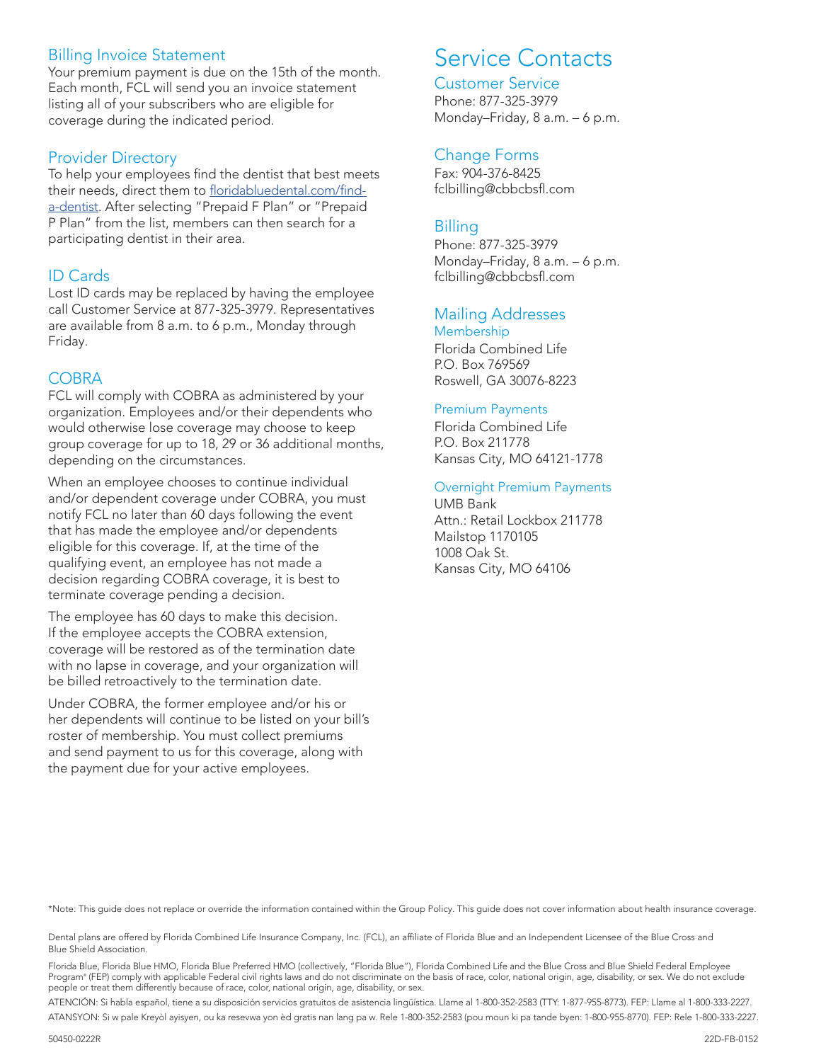## Billing Invoice Statement

Your premium payment is due on the 15th of the month. Each month, FCL will send you an invoice statement listing all of your subscribers who are eligible for coverage during the indicated period.

## Provider Directory

To help your employees find the dentist that best meets their needs, direct them to floridabluedental.com/find-a-dentist. After selecting "Prepaid F Plan" or "Prepaid P Plan" from the list, members can then search for a participating dentist in their area.

## ID Cards

Lost ID cards may be replaced by having the employee call Customer Service at 877-325-3979. Representatives are available from 8 a.m. to 6 p.m., Monday through Friday.

## COBRA

FCL will comply with COBRA as administered by your organization. Employees and/or their dependents who would otherwise lose coverage may choose to keep group coverage for up to 18, 29 or 36 additional months, depending on the circumstances.

When an employee chooses to continue individual and/or dependent coverage under COBRA, you must notify FCL no later than 60 days following the event that has made the employee and/or dependents eligible for this coverage. If, at the time of the qualifying event, an employee has not made a decision regarding COBRA coverage, it is best to terminate coverage pending a decision.

The employee has 60 days to make this decision. If the employee accepts the COBRA extension, coverage will be restored as of the termination date with no lapse in coverage, and your organization will be billed retroactively to the termination date.

Under COBRA, the former employee and/or his or her dependents will continue to be listed on your bill's roster of membership. You must collect premiums and send payment to us for this coverage, along with the payment due for your active employees.

# Service Contacts

## Customer Service

Phone: 877-325-3979
Monday–Friday, 8 a.m. – 6 p.m.

## Change Forms

Fax: 904-376-8425
fclbilling@cbbcbsfl.com

## Billing

Phone: 877-325-3979
Monday–Friday, 8 a.m. – 6 p.m.
fclbilling@cbbcbsfl.com

## Mailing Addresses

### Membership

Florida Combined Life
P.O. Box 769569
Roswell, GA 30076-8223

### Premium Payments

Florida Combined Life
P.O. Box 211778
Kansas City, MO 64121-1778

### Overnight Premium Payments

UMB Bank
Attn.: Retail Lockbox 211778
Mailstop 1170105
1008 Oak St.
Kansas City, MO 64106

*Note: This guide does not replace or override the information contained within the Group Policy. This guide does not cover information about health insurance coverage.

Dental plans are offered by Florida Combined Life Insurance Company, Inc. (FCL), an affiliate of Florida Blue and an Independent Licensee of the Blue Cross and Blue Shield Association.

Florida Blue, Florida Blue HMO, Florida Blue Preferred HMO (collectively, "Florida Blue"), Florida Combined Life and the Blue Cross and Blue Shield Federal Employee Program® (FEP) comply with applicable Federal civil rights laws and do not discriminate on the basis of race, color, national origin, age, disability, or sex. We do not exclude people or treat them differently because of race, color, national origin, age, disability, or sex.

ATENCIÓN: Si habla español, tiene a su disposición servicios gratuitos de asistencia lingüística. Llame al 1-800-352-2583 (TTY: 1-877-955-8773). FEP: Llame al 1-800-333-2227.

ATANSYON: Si w pale Kreyòl ayisyen, ou ka resevwa yon èd gratis nan lang pa w. Rele 1-800-352-2583 (pou moun ki pa tande byen: 1-800-955-8770). FEP: Rele 1-800-333-2227.

50450-0222R

22D-FB-0152